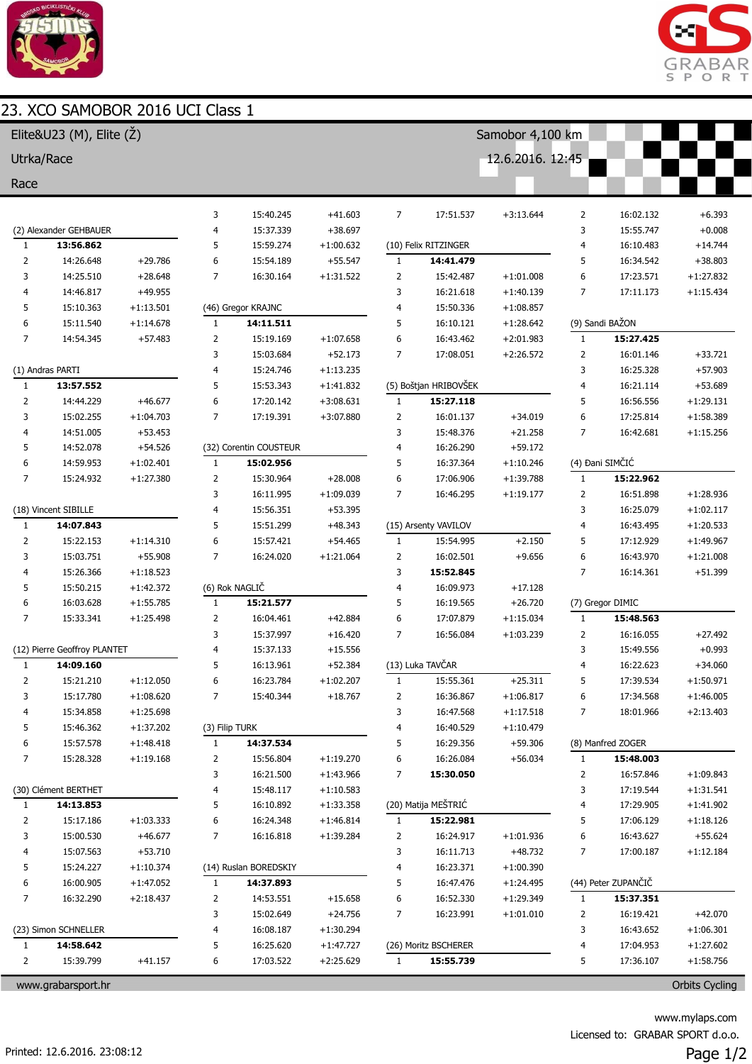# 23. XCO SAMOBOR 2016 UCI Class 1

Elite&U23 (M), Elite (Ž)

Samobor 4,100 km

Utrka/Race

12.6.2016. 12:45

Race

### (2) Alexander GEHBAUER

| Lap | Time | Diff |
|---|---|---|
| 1 | **13:56.862** | |
| 2 | 14:26.648 | +29.786 |
| 3 | 14:25.510 | +28.648 |
| 4 | 14:46.817 | +49.955 |
| 5 | 15:10.363 | +1:13.501 |
| 6 | 15:11.540 | +1:14.678 |
| 7 | 14:54.345 | +57.483 |

### (1) Andras PARTI

| Lap | Time | Diff |
|---|---|---|
| 1 | **13:57.552** | |
| 2 | 14:44.229 | +46.677 |
| 3 | 15:02.255 | +1:04.703 |
| 4 | 14:51.005 | +53.453 |
| 5 | 14:52.078 | +54.526 |
| 6 | 14:59.953 | +1:02.401 |
| 7 | 15:24.932 | +1:27.380 |

### (18) Vincent SIBILLE

| Lap | Time | Diff |
|---|---|---|
| 1 | **14:07.843** | |
| 2 | 15:22.153 | +1:14.310 |
| 3 | 15:03.751 | +55.908 |
| 4 | 15:26.366 | +1:18.523 |
| 5 | 15:50.215 | +1:42.372 |
| 6 | 16:03.628 | +1:55.785 |
| 7 | 15:33.341 | +1:25.498 |

### (12) Pierre Geoffroy PLANTET

| Lap | Time | Diff |
|---|---|---|
| 1 | **14:09.160** | |
| 2 | 15:21.210 | +1:12.050 |
| 3 | 15:17.780 | +1:08.620 |
| 4 | 15:34.858 | +1:25.698 |
| 5 | 15:46.362 | +1:37.202 |
| 6 | 15:57.578 | +1:48.418 |
| 7 | 15:28.328 | +1:19.168 |

### (30) Clément BERTHET

| Lap | Time | Diff |
|---|---|---|
| 1 | **14:13.853** | |
| 2 | 15:17.186 | +1:03.333 |
| 3 | 15:00.530 | +46.677 |
| 4 | 15:07.563 | +53.710 |
| 5 | 15:24.227 | +1:10.374 |
| 6 | 16:00.905 | +1:47.052 |
| 7 | 16:32.290 | +2:18.437 |

### (23) Simon SCHNELLER

| Lap | Time | Diff |
|---|---|---|
| 1 | **14:58.642** | |
| 2 | 15:39.799 | +41.157 |
| 3 | 15:40.245 | +41.603 |
| 4 | 15:37.339 | +38.697 |
| 5 | 15:59.274 | +1:00.632 |
| 6 | 15:54.189 | +55.547 |
| 7 | 16:30.164 | +1:31.522 |

### (46) Gregor KRAJNC

| Lap | Time | Diff |
|---|---|---|
| 1 | **14:11.511** | |
| 2 | 15:19.169 | +1:07.658 |
| 3 | 15:03.684 | +52.173 |
| 4 | 15:24.746 | +1:13.235 |
| 5 | 15:53.343 | +1:41.832 |
| 6 | 17:20.142 | +3:08.631 |
| 7 | 17:19.391 | +3:07.880 |

### (32) Corentin COUSTEUR

| Lap | Time | Diff |
|---|---|---|
| 1 | **15:02.956** | |
| 2 | 15:30.964 | +28.008 |
| 3 | 16:11.995 | +1:09.039 |
| 4 | 15:56.351 | +53.395 |
| 5 | 15:51.299 | +48.343 |
| 6 | 15:57.421 | +54.465 |
| 7 | 16:24.020 | +1:21.064 |

### (6) Rok NAGLIČ

| Lap | Time | Diff |
|---|---|---|
| 1 | **15:21.577** | |
| 2 | 16:04.461 | +42.884 |
| 3 | 15:37.997 | +16.420 |
| 4 | 15:37.133 | +15.556 |
| 5 | 16:13.961 | +52.384 |
| 6 | 16:23.784 | +1:02.207 |
| 7 | 15:40.344 | +18.767 |

### (3) Filip TURK

| Lap | Time | Diff |
|---|---|---|
| 1 | **14:37.534** | |
| 2 | 15:56.804 | +1:19.270 |
| 3 | 16:21.500 | +1:43.966 |
| 4 | 15:48.117 | +1:10.583 |
| 5 | 16:10.892 | +1:33.358 |
| 6 | 16:24.348 | +1:46.814 |
| 7 | 16:16.818 | +1:39.284 |

### (14) Ruslan BOREDSKIY

| Lap | Time | Diff |
|---|---|---|
| 1 | **14:37.893** | |
| 2 | 14:53.551 | +15.658 |
| 3 | 15:02.649 | +24.756 |
| 4 | 16:08.187 | +1:30.294 |
| 5 | 16:25.620 | +1:47.727 |
| 6 | 17:03.522 | +2:25.629 |
| 7 | 17:51.537 | +3:13.644 |

### (10) Felix RITZINGER

| Lap | Time | Diff |
|---|---|---|
| 1 | **14:41.479** | |
| 2 | 15:42.487 | +1:01.008 |
| 3 | 16:21.618 | +1:40.139 |
| 4 | 15:50.336 | +1:08.857 |
| 5 | 16:10.121 | +1:28.642 |
| 6 | 16:43.462 | +2:01.983 |
| 7 | 17:08.051 | +2:26.572 |

### (5) Boštjan HRIBOVŠEK

| Lap | Time | Diff |
|---|---|---|
| 1 | **15:27.118** | |
| 2 | 16:01.137 | +34.019 |
| 3 | 15:48.376 | +21.258 |
| 4 | 16:26.290 | +59.172 |
| 5 | 16:37.364 | +1:10.246 |
| 6 | 17:06.906 | +1:39.788 |
| 7 | 16:46.295 | +1:19.177 |

### (15) Arsenty VAVILOV

| Lap | Time | Diff |
|---|---|---|
| 1 | 15:54.995 | +2.150 |
| 2 | 16:02.501 | +9.656 |
| 3 | **15:52.845** | |
| 4 | 16:09.973 | +17.128 |
| 5 | 16:19.565 | +26.720 |
| 6 | 17:07.879 | +1:15.034 |
| 7 | 16:56.084 | +1:03.239 |

### (13) Luka TAVČAR

| Lap | Time | Diff |
|---|---|---|
| 1 | 15:55.361 | +25.311 |
| 2 | 16:36.867 | +1:06.817 |
| 3 | 16:47.568 | +1:17.518 |
| 4 | 16:40.529 | +1:10.479 |
| 5 | 16:29.356 | +59.306 |
| 6 | 16:26.084 | +56.034 |
| 7 | **15:30.050** | |

### (20) Matija MEŠTRIĆ

| Lap | Time | Diff |
|---|---|---|
| 1 | **15:22.981** | |
| 2 | 16:24.917 | +1:01.936 |
| 3 | 16:11.713 | +48.732 |
| 4 | 16:23.371 | +1:00.390 |
| 5 | 16:47.476 | +1:24.495 |
| 6 | 16:52.330 | +1:29.349 |
| 7 | 16:23.991 | +1:01.010 |

### (26) Moritz BSCHERER

| Lap | Time | Diff |
|---|---|---|
| 1 | **15:55.739** | |
| 2 | 16:02.132 | +6.393 |
| 3 | 15:55.747 | +0.008 |
| 4 | 16:10.483 | +14.744 |
| 5 | 16:34.542 | +38.803 |
| 6 | 17:23.571 | +1:27.832 |
| 7 | 17:11.173 | +1:15.434 |

### (9) Sandi BAŽON

| Lap | Time | Diff |
|---|---|---|
| 1 | **15:27.425** | |
| 2 | 16:01.146 | +33.721 |
| 3 | 16:25.328 | +57.903 |
| 4 | 16:21.114 | +53.689 |
| 5 | 16:56.556 | +1:29.131 |
| 6 | 17:25.814 | +1:58.389 |
| 7 | 16:42.681 | +1:15.256 |

### (4) Đani SIMČIĆ

| Lap | Time | Diff |
|---|---|---|
| 1 | **15:22.962** | |
| 2 | 16:51.898 | +1:28.936 |
| 3 | 16:25.079 | +1:02.117 |
| 4 | 16:43.495 | +1:20.533 |
| 5 | 17:12.929 | +1:49.967 |
| 6 | 16:43.970 | +1:21.008 |
| 7 | 16:14.361 | +51.399 |

### (7) Gregor DIMIC

| Lap | Time | Diff |
|---|---|---|
| 1 | **15:48.563** | |
| 2 | 16:16.055 | +27.492 |
| 3 | 15:49.556 | +0.993 |
| 4 | 16:22.623 | +34.060 |
| 5 | 17:39.534 | +1:50.971 |
| 6 | 17:34.568 | +1:46.005 |
| 7 | 18:01.966 | +2:13.403 |

### (8) Manfred ZOGER

| Lap | Time | Diff |
|---|---|---|
| 1 | **15:48.003** | |
| 2 | 16:57.846 | +1:09.843 |
| 3 | 17:19.544 | +1:31.541 |
| 4 | 17:29.905 | +1:41.902 |
| 5 | 17:06.129 | +1:18.126 |
| 6 | 16:43.627 | +55.624 |
| 7 | 17:00.187 | +1:12.184 |

### (44) Peter ZUPANČIČ

| Lap | Time | Diff |
|---|---|---|
| 1 | **15:37.351** | |
| 2 | 16:19.421 | +42.070 |
| 3 | 16:43.652 | +1:06.301 |
| 4 | 17:04.953 | +1:27.602 |
| 5 | 17:36.107 | +1:58.756 |

www.grabarsport.hr

Orbits Cycling

www.mylaps.com

Licensed to: GRABAR SPORT d.o.o.

Printed: 12.6.2016. 23:08:12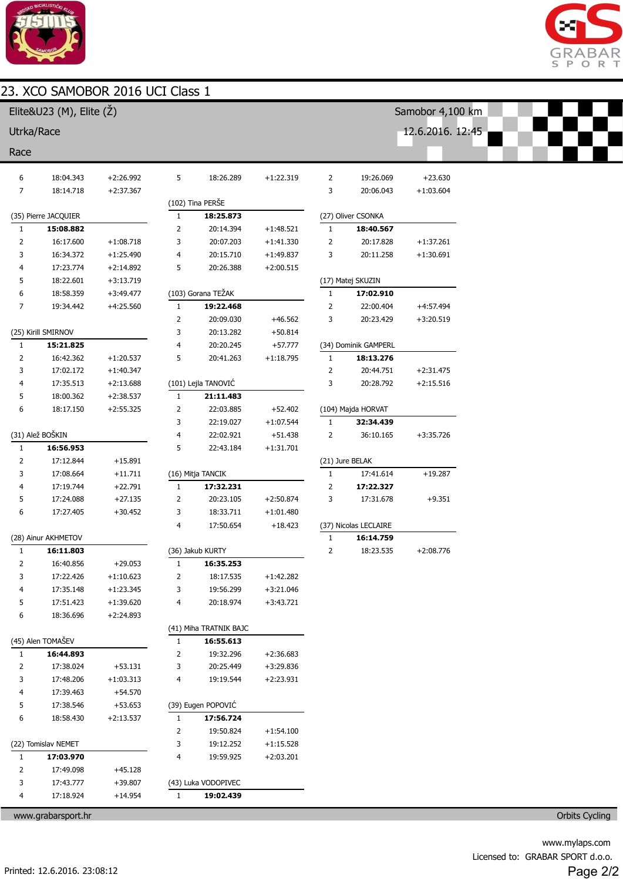# 23. XCO SAMOBOR 2016 UCI Class 1

Elite&U23 (M), Elite (Ž)

Utrka/Race

Race

Samobor 4,100 km

12.6.2016. 12:45

| | | |
|---|---|---|
| 6 | 18:04.343 | +2:26.992 |
| 7 | 18:14.718 | +2:37.367 |

(35) Pierre JACQUIER

| | | |
|---|---|---|
| 1 | **15:08.882** | |
| 2 | 16:17.600 | +1:08.718 |
| 3 | 16:34.372 | +1:25.490 |
| 4 | 17:23.774 | +2:14.892 |
| 5 | 18:22.601 | +3:13.719 |
| 6 | 18:58.359 | +3:49.477 |
| 7 | 19:34.442 | +4:25.560 |

(25) Kirill SMIRNOV

| | | |
|---|---|---|
| 1 | **15:21.825** | |
| 2 | 16:42.362 | +1:20.537 |
| 3 | 17:02.172 | +1:40.347 |
| 4 | 17:35.513 | +2:13.688 |
| 5 | 18:00.362 | +2:38.537 |
| 6 | 18:17.150 | +2:55.325 |

(31) Alež BOŠKIN

| | | |
|---|---|---|
| 1 | **16:56.953** | |
| 2 | 17:12.844 | +15.891 |
| 3 | 17:08.664 | +11.711 |
| 4 | 17:19.744 | +22.791 |
| 5 | 17:24.088 | +27.135 |
| 6 | 17:27.405 | +30.452 |

(28) Ainur AKHMETOV

| | | |
|---|---|---|
| 1 | **16:11.803** | |
| 2 | 16:40.856 | +29.053 |
| 3 | 17:22.426 | +1:10.623 |
| 4 | 17:35.148 | +1:23.345 |
| 5 | 17:51.423 | +1:39.620 |
| 6 | 18:36.696 | +2:24.893 |

(45) Alen TOMAŠEV

| | | |
|---|---|---|
| 1 | **16:44.893** | |
| 2 | 17:38.024 | +53.131 |
| 3 | 17:48.206 | +1:03.313 |
| 4 | 17:39.463 | +54.570 |
| 5 | 17:38.546 | +53.653 |
| 6 | 18:58.430 | +2:13.537 |

(22) Tomislav NEMET

| | | |
|---|---|---|
| 1 | **17:03.970** | |
| 2 | 17:49.098 | +45.128 |
| 3 | 17:43.777 | +39.807 |
| 4 | 17:18.924 | +14.954 |

| | | |
|---|---|---|
| 5 | 18:26.289 | +1:22.319 |

(102) Tina PERŠE

| | | |
|---|---|---|
| 1 | **18:25.873** | |
| 2 | 20:14.394 | +1:48.521 |
| 3 | 20:07.203 | +1:41.330 |
| 4 | 20:15.710 | +1:49.837 |
| 5 | 20:26.388 | +2:00.515 |

(103) Gorana TEŽAK

| | | |
|---|---|---|
| 1 | **19:22.468** | |
| 2 | 20:09.030 | +46.562 |
| 3 | 20:13.282 | +50.814 |
| 4 | 20:20.245 | +57.777 |
| 5 | 20:41.263 | +1:18.795 |

(101) Lejla TANOVIĆ

| | | |
|---|---|---|
| 1 | **21:11.483** | |
| 2 | 22:03.885 | +52.402 |
| 3 | 22:19.027 | +1:07.544 |
| 4 | 22:02.921 | +51.438 |
| 5 | 22:43.184 | +1:31.701 |

(16) Mitja TANCIK

| | | |
|---|---|---|
| 1 | **17:32.231** | |
| 2 | 20:23.105 | +2:50.874 |
| 3 | 18:33.711 | +1:01.480 |
| 4 | 17:50.654 | +18.423 |

(36) Jakub KURTY

| | | |
|---|---|---|
| 1 | **16:35.253** | |
| 2 | 18:17.535 | +1:42.282 |
| 3 | 19:56.299 | +3:21.046 |
| 4 | 20:18.974 | +3:43.721 |

(41) Miha TRATNIK BAJC

| | | |
|---|---|---|
| 1 | **16:55.613** | |
| 2 | 19:32.296 | +2:36.683 |
| 3 | 20:25.449 | +3:29.836 |
| 4 | 19:19.544 | +2:23.931 |

(39) Eugen POPOVIĆ

| | | |
|---|---|---|
| 1 | **17:56.724** | |
| 2 | 19:50.824 | +1:54.100 |
| 3 | 19:12.252 | +1:15.528 |
| 4 | 19:59.925 | +2:03.201 |

(43) Luka VODOPIVEC

| | | |
|---|---|---|
| 1 | **19:02.439** | |

| | | |
|---|---|---|
| 2 | 19:26.069 | +23.630 |
| 3 | 20:06.043 | +1:03.604 |

(27) Oliver CSONKA

| | | |
|---|---|---|
| 1 | **18:40.567** | |
| 2 | 20:17.828 | +1:37.261 |
| 3 | 20:11.258 | +1:30.691 |

(17) Matej SKUZIN

| | | |
|---|---|---|
| 1 | **17:02.910** | |
| 2 | 22:00.404 | +4:57.494 |
| 3 | 20:23.429 | +3:20.519 |

(34) Dominik GAMPERL

| | | |
|---|---|---|
| 1 | **18:13.276** | |
| 2 | 20:44.751 | +2:31.475 |
| 3 | 20:28.792 | +2:15.516 |

(104) Majda HORVAT

| | | |
|---|---|---|
| 1 | **32:34.439** | |
| 2 | 36:10.165 | +3:35.726 |

(21) Jure BELAK

| | | |
|---|---|---|
| 1 | 17:41.614 | +19.287 |
| 2 | **17:22.327** | |
| 3 | 17:31.678 | +9.351 |

(37) Nicolas LECLAIRE

| | | |
|---|---|---|
| 1 | **16:14.759** | |
| 2 | 18:23.535 | +2:08.776 |

www.grabarsport.hr

Orbits Cycling

www.mylaps.com

Licensed to: GRABAR SPORT d.o.o.

Printed: 12.6.2016. 23:08:12